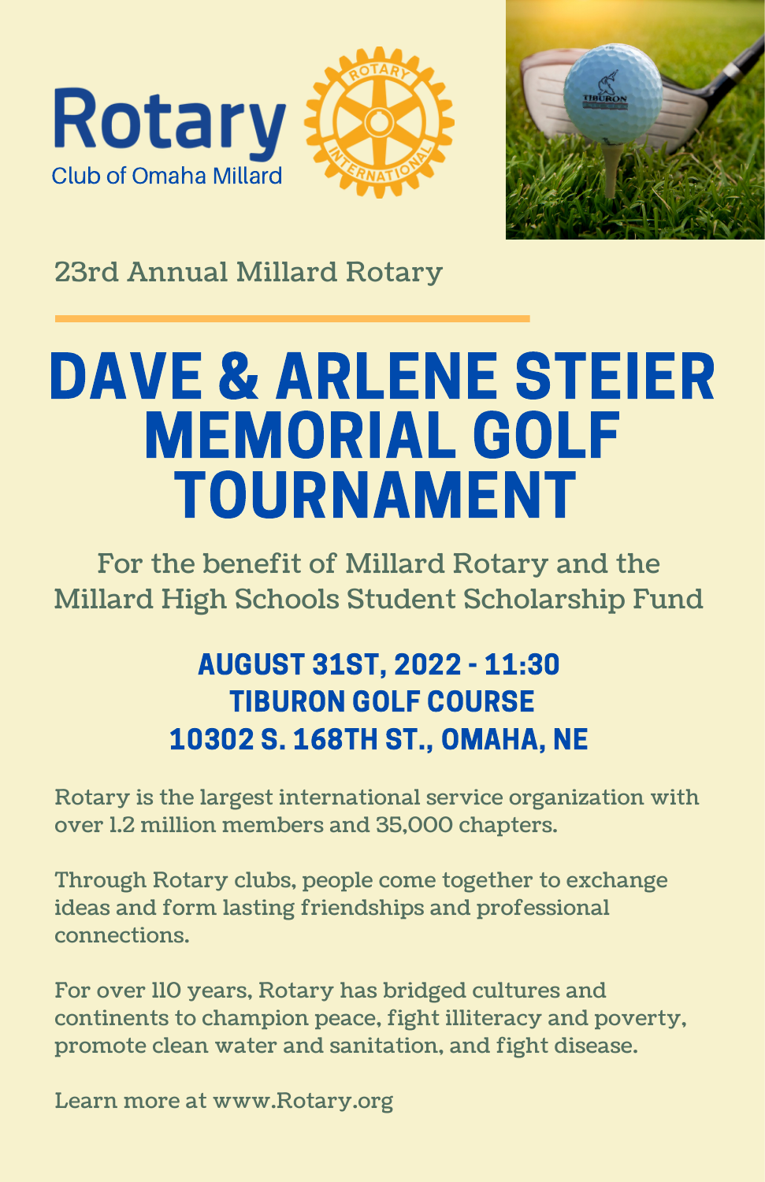Rotary

Club of Omaha Millard

23rd Annual Millard Rotary

# DAVE & ARLENE STEIER MEMORIAL GOLF TOURNAMENT

For the benefit of Millard Rotary and the Millard High Schools Student Scholarship Fund

## AUGUST 31ST, 2022 - 11:30
## TIBURON GOLF COURSE
## 10302 S. 168TH ST., OMAHA, NE

Rotary is the largest international service organization with over 1.2 million members and 35,000 chapters.

Through Rotary clubs, people come together to exchange ideas and form lasting friendships and professional connections.

For over 110 years, Rotary has bridged cultures and continents to champion peace, fight illiteracy and poverty, promote clean water and sanitation, and fight disease.

Learn more at www.Rotary.org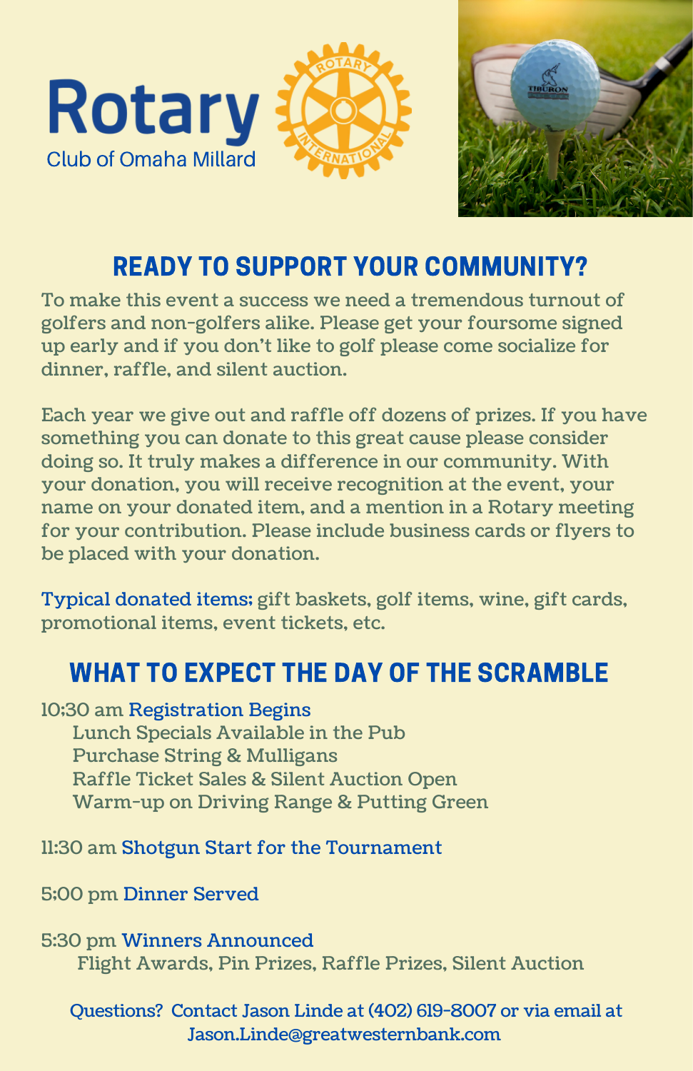Rotary
Club of Omaha Millard

## READY TO SUPPORT YOUR COMMUNITY?

To make this event a success we need a tremendous turnout of golfers and non-golfers alike. Please get your foursome signed up early and if you don't like to golf please come socialize for dinner, raffle, and silent auction.

Each year we give out and raffle off dozens of prizes. If you have something you can donate to this great cause please consider doing so. It truly makes a difference in our community. With your donation, you will receive recognition at the event, your name on your donated item, and a mention in a Rotary meeting for your contribution. Please include business cards or flyers to be placed with your donation.

**Typical donated items:** gift baskets, golf items, wine, gift cards, promotional items, event tickets, etc.

## WHAT TO EXPECT THE DAY OF THE SCRAMBLE

10:30 am **Registration Begins**
- Lunch Specials Available in the Pub
- Purchase String & Mulligans
- Raffle Ticket Sales & Silent Auction Open
- Warm-up on Driving Range & Putting Green

11:30 am **Shotgun Start for the Tournament**

5:00 pm **Dinner Served**

5:30 pm **Winners Announced**
- Flight Awards, Pin Prizes, Raffle Prizes, Silent Auction

Questions? Contact Jason Linde at (402) 619-8007 or via email at Jason.Linde@greatwesternbank.com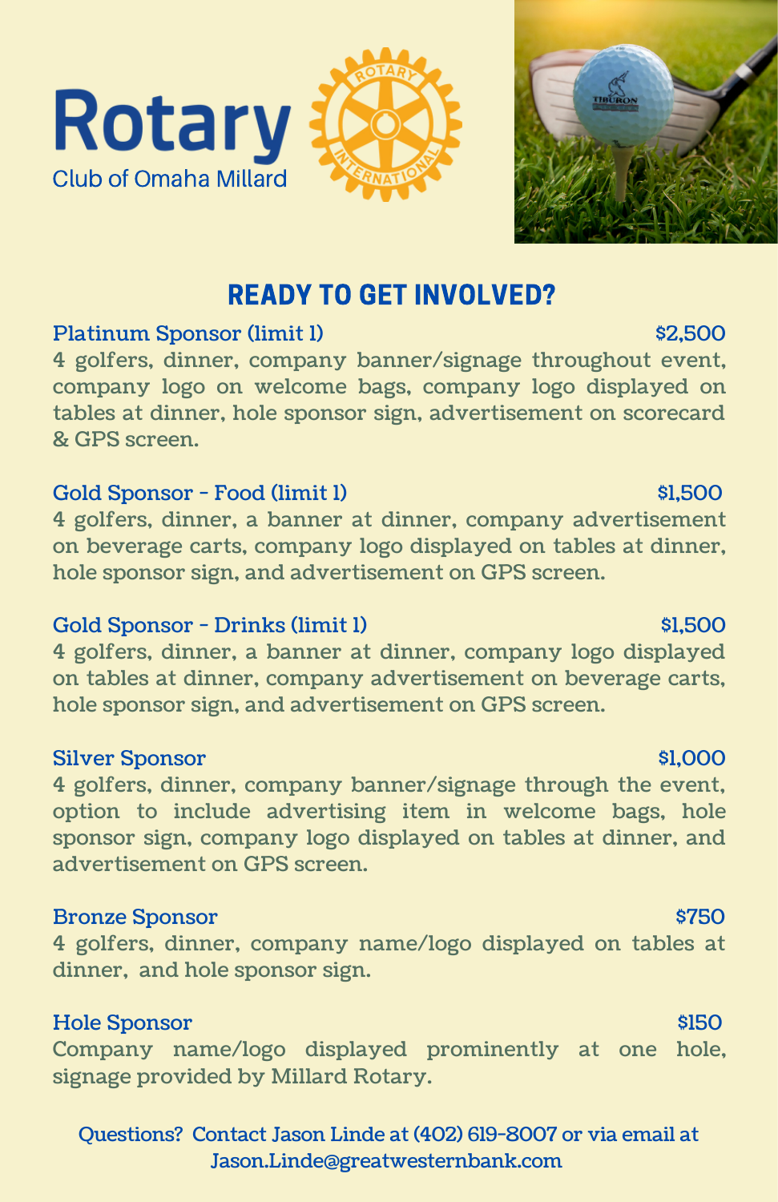# Rotary

Club of Omaha Millard

## READY TO GET INVOLVED?

**Platinum Sponsor (limit 1)** — **$2,500**

4 golfers, dinner, company banner/signage throughout event, company logo on welcome bags, company logo displayed on tables at dinner, hole sponsor sign, advertisement on scorecard & GPS screen.

**Gold Sponsor - Food (limit 1)** — **$1,500**

4 golfers, dinner, a banner at dinner, company advertisement on beverage carts, company logo displayed on tables at dinner, hole sponsor sign, and advertisement on GPS screen.

**Gold Sponsor - Drinks (limit 1)** — **$1,500**

4 golfers, dinner, a banner at dinner, company logo displayed on tables at dinner, company advertisement on beverage carts, hole sponsor sign, and advertisement on GPS screen.

**Silver Sponsor** — **$1,000**

4 golfers, dinner, company banner/signage through the event, option to include advertising item in welcome bags, hole sponsor sign, company logo displayed on tables at dinner, and advertisement on GPS screen.

**Bronze Sponsor** — **$750**

4 golfers, dinner, company name/logo displayed on tables at dinner, and hole sponsor sign.

**Hole Sponsor** — **$150**

Company name/logo displayed prominently at one hole, signage provided by Millard Rotary.

Questions? Contact Jason Linde at (402) 619-8007 or via email at Jason.Linde@greatwesternbank.com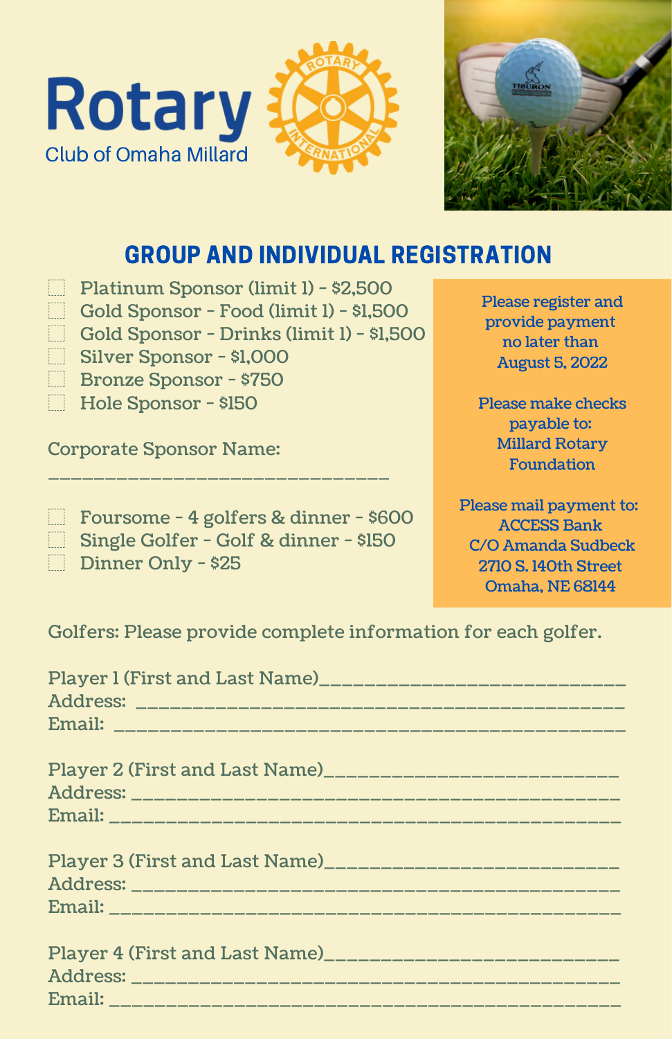Rotary
Club of Omaha Millard

## GROUP AND INDIVIDUAL REGISTRATION

- ☐ Platinum Sponsor (limit 1) - $2,500
- ☐ Gold Sponsor - Food (limit 1) - $1,500
- ☐ Gold Sponsor - Drinks (limit 1) - $1,500
- ☐ Silver Sponsor - $1,000
- ☐ Bronze Sponsor - $750
- ☐ Hole Sponsor - $150

Corporate Sponsor Name:
______________________________

- ☐ Foursome - 4 golfers & dinner - $600
- ☐ Single Golfer - Golf & dinner - $150
- ☐ Dinner Only - $25

Please register and provide payment no later than August 5, 2022

Please make checks payable to:
Millard Rotary Foundation

Please mail payment to:
ACCESS Bank
C/O Amanda Sudbeck
2710 S. 140th Street
Omaha, NE 68144

Golfers: Please provide complete information for each golfer.

Player 1 (First and Last Name)____________________________
Address: ______________________________________________
Email: ________________________________________________

Player 2 (First and Last Name)____________________________
Address: ______________________________________________
Email: ________________________________________________

Player 3 (First and Last Name)____________________________
Address: ______________________________________________
Email: ________________________________________________

Player 4 (First and Last Name)____________________________
Address: ______________________________________________
Email: ________________________________________________